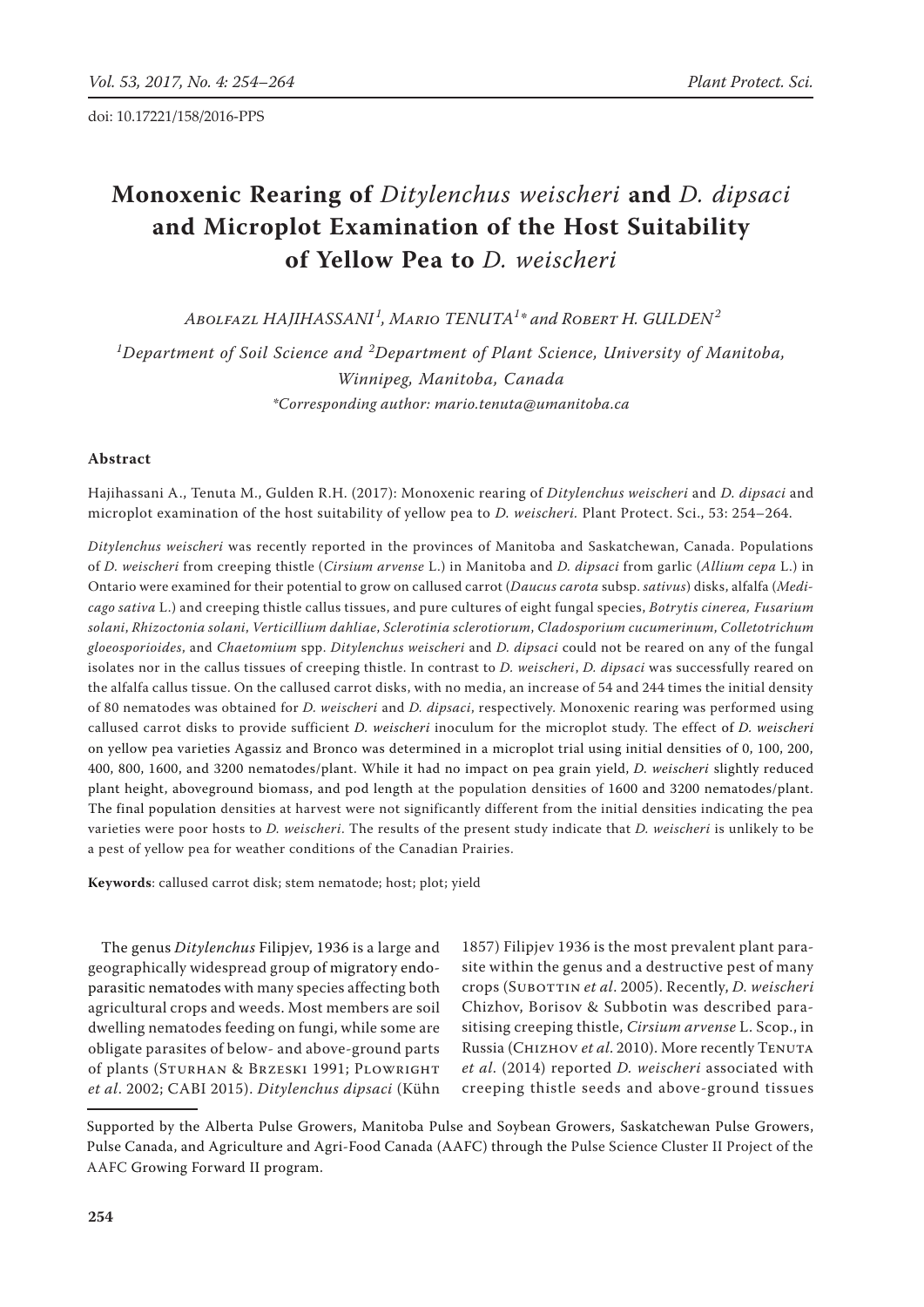doi: 10.17221/158/2016-PPS

# Monoxenic Rearing of *Ditylenchus weischeri* and *D. dipsaci* and Microplot Examination of the Host Suitability of Yellow Pea to *D. weischeri*

*Abolfazl HAJIHASSANI*[1], *Mario TENUTA*[1]* *and Robert H. GULDEN*[2]

[1]*Department of Soil Science and* [2]*Department of Plant Science, University of Manitoba, Winnipeg, Manitoba, Canada*

*\*Corresponding author: mario.tenuta@umanitoba.ca*

### Abstract

Hajihassani A., Tenuta M., Gulden R.H. (2017): Monoxenic rearing of *Ditylenchus weischeri* and *D. dipsaci* and microplot examination of the host suitability of yellow pea to *D. weischeri.* Plant Protect. Sci., 53: 254–264.

*Ditylenchus weischeri* was recently reported in the provinces of Manitoba and Saskatchewan, Canada. Populations of *D. weischeri* from creeping thistle (*Cirsium arvense* L.) in Manitoba and *D. dipsaci* from garlic (*Allium cepa* L.) in Ontario were examined for their potential to grow on callused carrot (*Daucus carota* subsp. *sativus*) disks, alfalfa (*Medicago sativa* L.) and creeping thistle callus tissues, and pure cultures of eight fungal species, *Botrytis cinerea, Fusarium solani*, *Rhizoctonia solani*, *Verticillium dahliae*, *Sclerotinia sclerotiorum*, *Cladosporium cucumerinum*, *Colletotrichum gloeosporioides*, and *Chaetomium* spp. *Ditylenchus weischeri* and *D. dipsaci* could not be reared on any of the fungal isolates nor in the callus tissues of creeping thistle. In contrast to *D. weischeri*, *D. dipsaci* was successfully reared on the alfalfa callus tissue. On the callused carrot disks, with no media, an increase of 54 and 244 times the initial density of 80 nematodes was obtained for *D. weischeri* and *D. dipsaci*, respectively. Monoxenic rearing was performed using callused carrot disks to provide sufficient *D. weischeri* inoculum for the microplot study. The effect of *D. weischeri* on yellow pea varieties Agassiz and Bronco was determined in a microplot trial using initial densities of 0, 100, 200, 400, 800, 1600, and 3200 nematodes/plant. While it had no impact on pea grain yield, *D. weischeri* slightly reduced plant height, aboveground biomass, and pod length at the population densities of 1600 and 3200 nematodes/plant. The final population densities at harvest were not significantly different from the initial densities indicating the pea varieties were poor hosts to *D. weischeri*. The results of the present study indicate that *D. weischeri* is unlikely to be a pest of yellow pea for weather conditions of the Canadian Prairies.

**Keywords**: callused carrot disk; stem nematode; host; plot; yield

The genus *Ditylenchus* Filipjev, 1936 is a large and geographically widespread group of migratory endoparasitic nematodes with many species affecting both agricultural crops and weeds. Most members are soil dwelling nematodes feeding on fungi, while some are obligate parasites of below- and above-ground parts of plants (Sturhan & Brzeski 1991; Plowright *et al*. 2002; CABI 2015). *Ditylenchus dipsaci* (Kühn 1857) Filipjev 1936 is the most prevalent plant parasite within the genus and a destructive pest of many crops (Subbottin *et al*. 2005). Recently, *D. weischeri* Chizhov, Borisov & Subbotin was described parasitising creeping thistle, *Cirsium arvense* L. Scop., in Russia (Chizhov *et al*. 2010). More recently Tenuta *et al*. (2014) reported *D. weischeri* associated with creeping thistle seeds and above-ground tissues

Supported by the Alberta Pulse Growers, Manitoba Pulse and Soybean Growers, Saskatchewan Pulse Growers, Pulse Canada, and Agriculture and Agri-Food Canada (AAFC) through the Pulse Science Cluster II Project of the AAFC Growing Forward II program.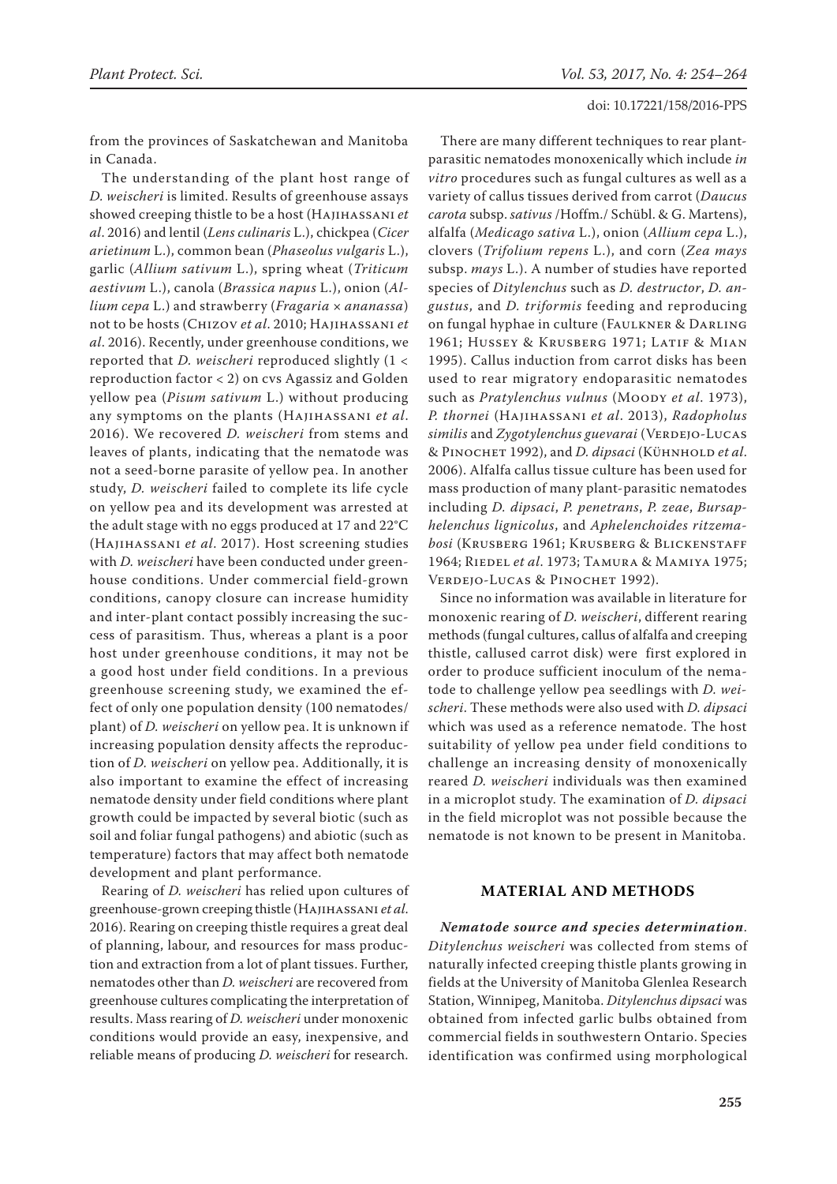from the provinces of Saskatchewan and Manitoba in Canada.

The understanding of the plant host range of *D. weischeri* is limited. Results of greenhouse assays showed creeping thistle to be a host (Hajihassani *et al*. 2016) and lentil (*Lens culinaris* L.), chickpea (*Cicer arietinum* L.), common bean (*Phaseolus vulgaris* L.), garlic (*Allium sativum* L.), spring wheat (*Triticum aestivum* L.), canola (*Brassica napus* L.), onion (*Allium cepa* L.) and strawberry (*Fragaria × ananassa*) not to be hosts (Chizov *et al*. 2010; Hajihassani *et al*. 2016). Recently, under greenhouse conditions, we reported that *D. weischeri* reproduced slightly (1 < reproduction factor < 2) on cvs Agassiz and Golden yellow pea (*Pisum sativum* L.) without producing any symptoms on the plants (Hajihassani *et al*. 2016). We recovered *D. weischeri* from stems and leaves of plants, indicating that the nematode was not a seed-borne parasite of yellow pea. In another study, *D. weischeri* failed to complete its life cycle on yellow pea and its development was arrested at the adult stage with no eggs produced at 17 and 22°C (Hajihassani *et al*. 2017). Host screening studies with *D. weischeri* have been conducted under greenhouse conditions. Under commercial field-grown conditions, canopy closure can increase humidity and inter-plant contact possibly increasing the success of parasitism. Thus, whereas a plant is a poor host under greenhouse conditions, it may not be a good host under field conditions. In a previous greenhouse screening study, we examined the effect of only one population density (100 nematodes/plant) of *D. weischeri* on yellow pea. It is unknown if increasing population density affects the reproduction of *D. weischeri* on yellow pea. Additionally, it is also important to examine the effect of increasing nematode density under field conditions where plant growth could be impacted by several biotic (such as soil and foliar fungal pathogens) and abiotic (such as temperature) factors that may affect both nematode development and plant performance.

Rearing of *D. weischeri* has relied upon cultures of greenhouse-grown creeping thistle (Hajihassani *et al*. 2016). Rearing on creeping thistle requires a great deal of planning, labour, and resources for mass production and extraction from a lot of plant tissues. Further, nematodes other than *D. weischeri* are recovered from greenhouse cultures complicating the interpretation of results. Mass rearing of *D. weischeri* under monoxenic conditions would provide an easy, inexpensive, and reliable means of producing *D. weischeri* for research.

There are many different techniques to rear plant-parasitic nematodes monoxenically which include *in vitro* procedures such as fungal cultures as well as a variety of callus tissues derived from carrot (*Daucus carota* subsp. *sativus* /Hoffm./ Schübl. & G. Martens), alfalfa (*Medicago sativa* L.), onion (*Allium cepa* L.), clovers (*Trifolium repens* L.), and corn (*Zea mays* subsp. *mays* L.). A number of studies have reported species of *Ditylenchus* such as *D. destructor*, *D. angustus*, and *D. triformis* feeding and reproducing on fungal hyphae in culture (Faulkner & Darling 1961; Hussey & Krusberg 1971; Latif & Mian 1995). Callus induction from carrot disks has been used to rear migratory endoparasitic nematodes such as *Pratylenchus vulnus* (Moody *et al*. 1973), *P. thornei* (Hajihassani *et al*. 2013), *Radopholus similis* and *Zygotylenchus guevarai* (Verdejo-Lucas & Pinochet 1992), and *D. dipsaci* (Kühnhold *et al*. 2006). Alfalfa callus tissue culture has been used for mass production of many plant-parasitic nematodes including *D. dipsaci*, *P. penetrans*, *P. zeae*, *Bursaphelenchus lignicolus*, and *Aphelenchoides ritzemabosi* (Krusberg 1961; Krusberg & Blickenstaff 1964; Riedel *et al*. 1973; Tamura & Mamiya 1975; Verdejo-Lucas & Pinochet 1992).

Since no information was available in literature for monoxenic rearing of *D. weischeri*, different rearing methods (fungal cultures, callus of alfalfa and creeping thistle, callused carrot disk) were first explored in order to produce sufficient inoculum of the nematode to challenge yellow pea seedlings with *D. weischeri*. These methods were also used with *D. dipsaci* which was used as a reference nematode. The host suitability of yellow pea under field conditions to challenge an increasing density of monoxenically reared *D. weischeri* individuals was then examined in a microplot study. The examination of *D. dipsaci* in the field microplot was not possible because the nematode is not known to be present in Manitoba.

## MATERIAL AND METHODS

***Nematode source and species determination***. *Ditylenchus weischeri* was collected from stems of naturally infected creeping thistle plants growing in fields at the University of Manitoba Glenlea Research Station, Winnipeg, Manitoba. *Ditylenchus dipsaci* was obtained from infected garlic bulbs obtained from commercial fields in southwestern Ontario. Species identification was confirmed using morphological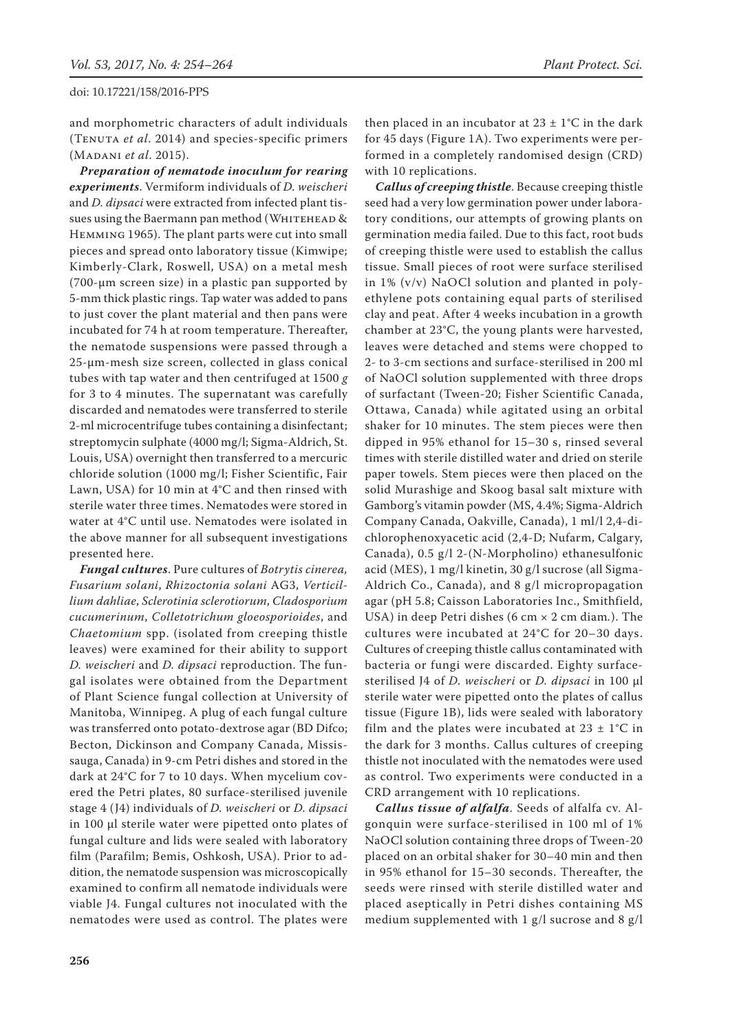and morphometric characters of adult individuals (Tenuta *et al.* 2014) and species-specific primers (Madani *et al.* 2015).

***Preparation of nematode inoculum for rearing experiments***. Vermiform individuals of *D. weischeri* and *D. dipsaci* were extracted from infected plant tissues using the Baermann pan method (Whitehead & Hemming 1965). The plant parts were cut into small pieces and spread onto laboratory tissue (Kimwipe; Kimberly-Clark, Roswell, USA) on a metal mesh (700-μm screen size) in a plastic pan supported by 5-mm thick plastic rings. Tap water was added to pans to just cover the plant material and then pans were incubated for 74 h at room temperature. Thereafter, the nematode suspensions were passed through a 25-μm-mesh size screen, collected in glass conical tubes with tap water and then centrifuged at 1500 *g* for 3 to 4 minutes. The supernatant was carefully discarded and nematodes were transferred to sterile 2-ml microcentrifuge tubes containing a disinfectant; streptomycin sulphate (4000 mg/l; Sigma-Aldrich, St. Louis, USA) overnight then transferred to a mercuric chloride solution (1000 mg/l; Fisher Scientific, Fair Lawn, USA) for 10 min at 4°C and then rinsed with sterile water three times. Nematodes were stored in water at 4°C until use. Nematodes were isolated in the above manner for all subsequent investigations presented here.

***Fungal cultures***. Pure cultures of *Botrytis cinerea, Fusarium solani*, *Rhizoctonia solani* AG3, *Verticillium dahliae*, *Sclerotinia sclerotiorum*, *Cladosporium cucumerinum*, *Colletotrichum gloeosporioides*, and *Chaetomium* spp. (isolated from creeping thistle leaves) were examined for their ability to support *D. weischeri* and *D. dipsaci* reproduction. The fungal isolates were obtained from the Department of Plant Science fungal collection at University of Manitoba, Winnipeg. A plug of each fungal culture was transferred onto potato-dextrose agar (BD Difco; Becton, Dickinson and Company Canada, Mississauga, Canada) in 9-cm Petri dishes and stored in the dark at 24°C for 7 to 10 days. When mycelium covered the Petri plates, 80 surface-sterilised juvenile stage 4 (J4) individuals of *D. weischeri* or *D. dipsaci* in 100 μl sterile water were pipetted onto plates of fungal culture and lids were sealed with laboratory film (Parafilm; Bemis, Oshkosh, USA). Prior to addition, the nematode suspension was microscopically examined to confirm all nematode individuals were viable J4. Fungal cultures not inoculated with the nematodes were used as control. The plates were then placed in an incubator at 23 ± 1°C in the dark for 45 days (Figure 1A). Two experiments were performed in a completely randomised design (CRD) with 10 replications.

***Callus of creeping thistle***. Because creeping thistle seed had a very low germination power under laboratory conditions, our attempts of growing plants on germination media failed. Due to this fact, root buds of creeping thistle were used to establish the callus tissue. Small pieces of root were surface sterilised in 1% (v/v) NaOCl solution and planted in polyethylene pots containing equal parts of sterilised clay and peat. After 4 weeks incubation in a growth chamber at 23°C, the young plants were harvested, leaves were detached and stems were chopped to 2- to 3-cm sections and surface-sterilised in 200 ml of NaOCl solution supplemented with three drops of surfactant (Tween-20; Fisher Scientific Canada, Ottawa, Canada) while agitated using an orbital shaker for 10 minutes. The stem pieces were then dipped in 95% ethanol for 15–30 s, rinsed several times with sterile distilled water and dried on sterile paper towels. Stem pieces were then placed on the solid Murashige and Skoog basal salt mixture with Gamborg's vitamin powder (MS, 4.4%; Sigma-Aldrich Company Canada, Oakville, Canada), 1 ml/l 2,4-dichlorophenoxyacetic acid (2,4-D; Nufarm, Calgary, Canada), 0.5 g/l 2-(N-Morpholino) ethanesulfonic acid (MES), 1 mg/l kinetin, 30 g/l sucrose (all Sigma-Aldrich Co., Canada), and 8 g/l micropropagation agar (pH 5.8; Caisson Laboratories Inc., Smithfield, USA) in deep Petri dishes (6 cm × 2 cm diam.). The cultures were incubated at 24°C for 20–30 days. Cultures of creeping thistle callus contaminated with bacteria or fungi were discarded. Eighty surface-sterilised J4 of *D. weischeri* or *D. dipsaci* in 100 μl sterile water were pipetted onto the plates of callus tissue (Figure 1B), lids were sealed with laboratory film and the plates were incubated at 23 ± 1°C in the dark for 3 months. Callus cultures of creeping thistle not inoculated with the nematodes were used as control. Two experiments were conducted in a CRD arrangement with 10 replications.

***Callus tissue of alfalfa***. Seeds of alfalfa cv. Algonquin were surface-sterilised in 100 ml of 1% NaOCl solution containing three drops of Tween-20 placed on an orbital shaker for 30–40 min and then in 95% ethanol for 15–30 seconds. Thereafter, the seeds were rinsed with sterile distilled water and placed aseptically in Petri dishes containing MS medium supplemented with 1 g/l sucrose and 8 g/l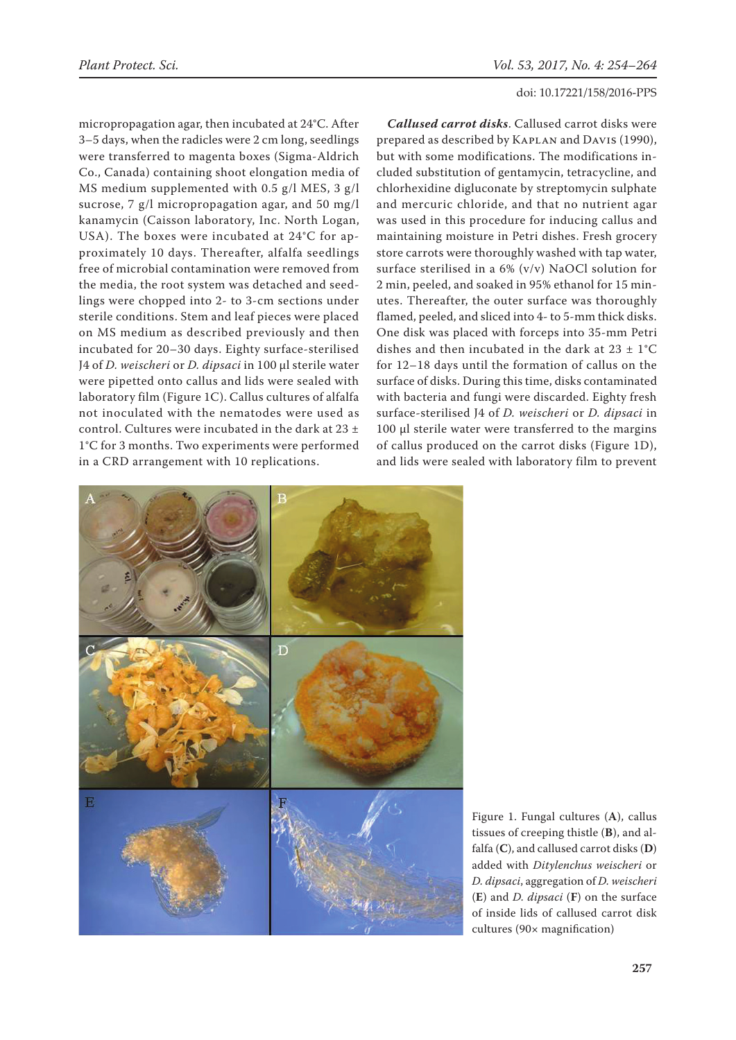micropropagation agar, then incubated at 24°C. After 3–5 days, when the radicles were 2 cm long, seedlings were transferred to magenta boxes (Sigma-Aldrich Co., Canada) containing shoot elongation media of MS medium supplemented with 0.5 g/l MES, 3 g/l sucrose, 7 g/l micropropagation agar, and 50 mg/l kanamycin (Caisson laboratory, Inc. North Logan, USA). The boxes were incubated at 24°C for approximately 10 days. Thereafter, alfalfa seedlings free of microbial contamination were removed from the media, the root system was detached and seedlings were chopped into 2- to 3-cm sections under sterile conditions. Stem and leaf pieces were placed on MS medium as described previously and then incubated for 20–30 days. Eighty surface-sterilised J4 of *D. weischeri* or *D. dipsaci* in 100 µl sterile water were pipetted onto callus and lids were sealed with laboratory film (Figure 1C). Callus cultures of alfalfa not inoculated with the nematodes were used as control. Cultures were incubated in the dark at 23 ± 1°C for 3 months. Two experiments were performed in a CRD arrangement with 10 replications.

***Callused carrot disks***. Callused carrot disks were prepared as described by Kaplan and Davis (1990), but with some modifications. The modifications included substitution of gentamycin, tetracycline, and chlorhexidine digluconate by streptomycin sulphate and mercuric chloride, and that no nutrient agar was used in this procedure for inducing callus and maintaining moisture in Petri dishes. Fresh grocery store carrots were thoroughly washed with tap water, surface sterilised in a 6% (v/v) NaOCl solution for 2 min, peeled, and soaked in 95% ethanol for 15 minutes. Thereafter, the outer surface was thoroughly flamed, peeled, and sliced into 4- to 5-mm thick disks. One disk was placed with forceps into 35-mm Petri dishes and then incubated in the dark at 23 ± 1°C for 12–18 days until the formation of callus on the surface of disks. During this time, disks contaminated with bacteria and fungi were discarded. Eighty fresh surface-sterilised J4 of *D. weischeri* or *D. dipsaci* in 100 µl sterile water were transferred to the margins of callus produced on the carrot disks (Figure 1D), and lids were sealed with laboratory film to prevent

Figure 1. Fungal cultures (**A**), callus tissues of creeping thistle (**B**), and alfalfa (**C**), and callused carrot disks (**D**) added with *Ditylenchus weischeri* or *D. dipsaci*, aggregation of *D. weischeri* (**E**) and *D. dipsaci* (**F**) on the surface of inside lids of callused carrot disk cultures (90× magnification)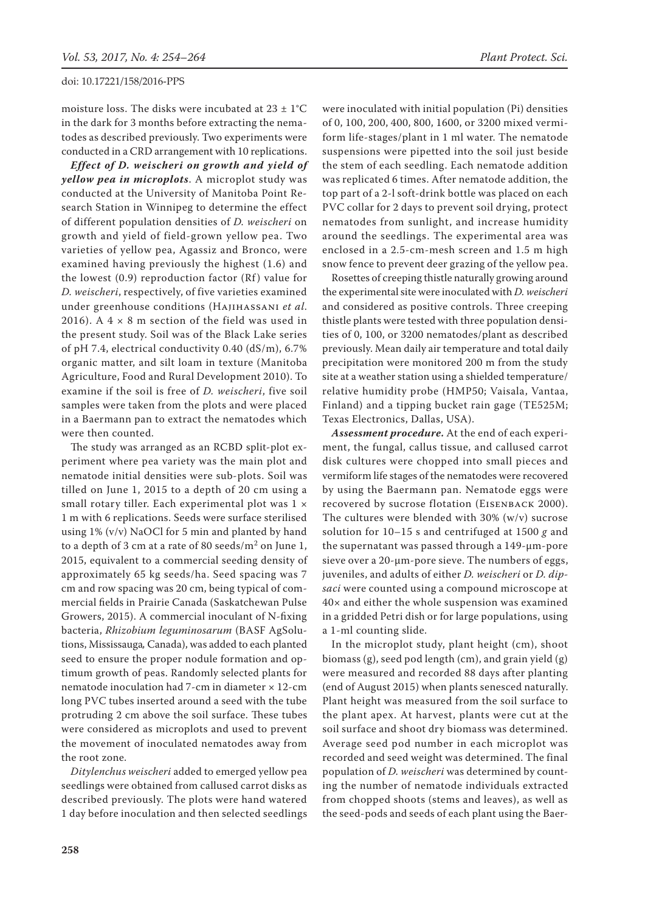moisture loss. The disks were incubated at 23 ± 1°C in the dark for 3 months before extracting the nematodes as described previously. Two experiments were conducted in a CRD arrangement with 10 replications.

***Effect of D. weischeri on growth and yield of yellow pea in microplots.*** A microplot study was conducted at the University of Manitoba Point Research Station in Winnipeg to determine the effect of different population densities of *D. weischeri* on growth and yield of field-grown yellow pea. Two varieties of yellow pea, Agassiz and Bronco, were examined having previously the highest (1.6) and the lowest (0.9) reproduction factor (Rf) value for *D. weischeri*, respectively, of five varieties examined under greenhouse conditions (Hajihassani *et al.* 2016). A 4 × 8 m section of the field was used in the present study. Soil was of the Black Lake series of pH 7.4, electrical conductivity 0.40 (dS/m), 6.7% organic matter, and silt loam in texture (Manitoba Agriculture, Food and Rural Development 2010). To examine if the soil is free of *D. weischeri*, five soil samples were taken from the plots and were placed in a Baermann pan to extract the nematodes which were then counted.

The study was arranged as an RCBD split-plot experiment where pea variety was the main plot and nematode initial densities were sub-plots. Soil was tilled on June 1, 2015 to a depth of 20 cm using a small rotary tiller. Each experimental plot was 1 × 1 m with 6 replications. Seeds were surface sterilised using 1% (v/v) NaOCl for 5 min and planted by hand to a depth of 3 cm at a rate of 80 seeds/m$^2$ on June 1, 2015, equivalent to a commercial seeding density of approximately 65 kg seeds/ha. Seed spacing was 7 cm and row spacing was 20 cm, being typical of commercial fields in Prairie Canada (Saskatchewan Pulse Growers, 2015). A commercial inoculant of N-fixing bacteria, *Rhizobium leguminosarum* (BASF AgSolutions, Mississauga, Canada), was added to each planted seed to ensure the proper nodule formation and optimum growth of peas. Randomly selected plants for nematode inoculation had 7-cm in diameter × 12-cm long PVC tubes inserted around a seed with the tube protruding 2 cm above the soil surface. These tubes were considered as microplots and used to prevent the movement of inoculated nematodes away from the root zone.

*Ditylenchus weischeri* added to emerged yellow pea seedlings were obtained from callused carrot disks as described previously. The plots were hand watered 1 day before inoculation and then selected seedlings were inoculated with initial population (Pi) densities of 0, 100, 200, 400, 800, 1600, or 3200 mixed vermiform life-stages/plant in 1 ml water. The nematode suspensions were pipetted into the soil just beside the stem of each seedling. Each nematode addition was replicated 6 times. After nematode addition, the top part of a 2-l soft-drink bottle was placed on each PVC collar for 2 days to prevent soil drying, protect nematodes from sunlight, and increase humidity around the seedlings. The experimental area was enclosed in a 2.5-cm-mesh screen and 1.5 m high snow fence to prevent deer grazing of the yellow pea.

Rosettes of creeping thistle naturally growing around the experimental site were inoculated with *D. weischeri* and considered as positive controls. Three creeping thistle plants were tested with three population densities of 0, 100, or 3200 nematodes/plant as described previously. Mean daily air temperature and total daily precipitation were monitored 200 m from the study site at a weather station using a shielded temperature/relative humidity probe (HMP50; Vaisala, Vantaa, Finland) and a tipping bucket rain gage (TE525M; Texas Electronics, Dallas, USA).

***Assessment procedure.*** At the end of each experiment, the fungal, callus tissue, and callused carrot disk cultures were chopped into small pieces and vermiform life stages of the nematodes were recovered by using the Baermann pan. Nematode eggs were recovered by sucrose flotation (Eisenback 2000). The cultures were blended with 30% (w/v) sucrose solution for 10–15 s and centrifuged at 1500 *g* and the supernatant was passed through a 149-µm-pore sieve over a 20-µm-pore sieve. The numbers of eggs, juveniles, and adults of either *D. weischeri* or *D. dipsaci* were counted using a compound microscope at 40× and either the whole suspension was examined in a gridded Petri dish or for large populations, using a 1-ml counting slide.

In the microplot study, plant height (cm), shoot biomass (g), seed pod length (cm), and grain yield (g) were measured and recorded 88 days after planting (end of August 2015) when plants senesced naturally. Plant height was measured from the soil surface to the plant apex. At harvest, plants were cut at the soil surface and shoot dry biomass was determined. Average seed pod number in each microplot was recorded and seed weight was determined. The final population of *D. weischeri* was determined by counting the number of nematode individuals extracted from chopped shoots (stems and leaves), as well as the seed-pods and seeds of each plant using the Baer-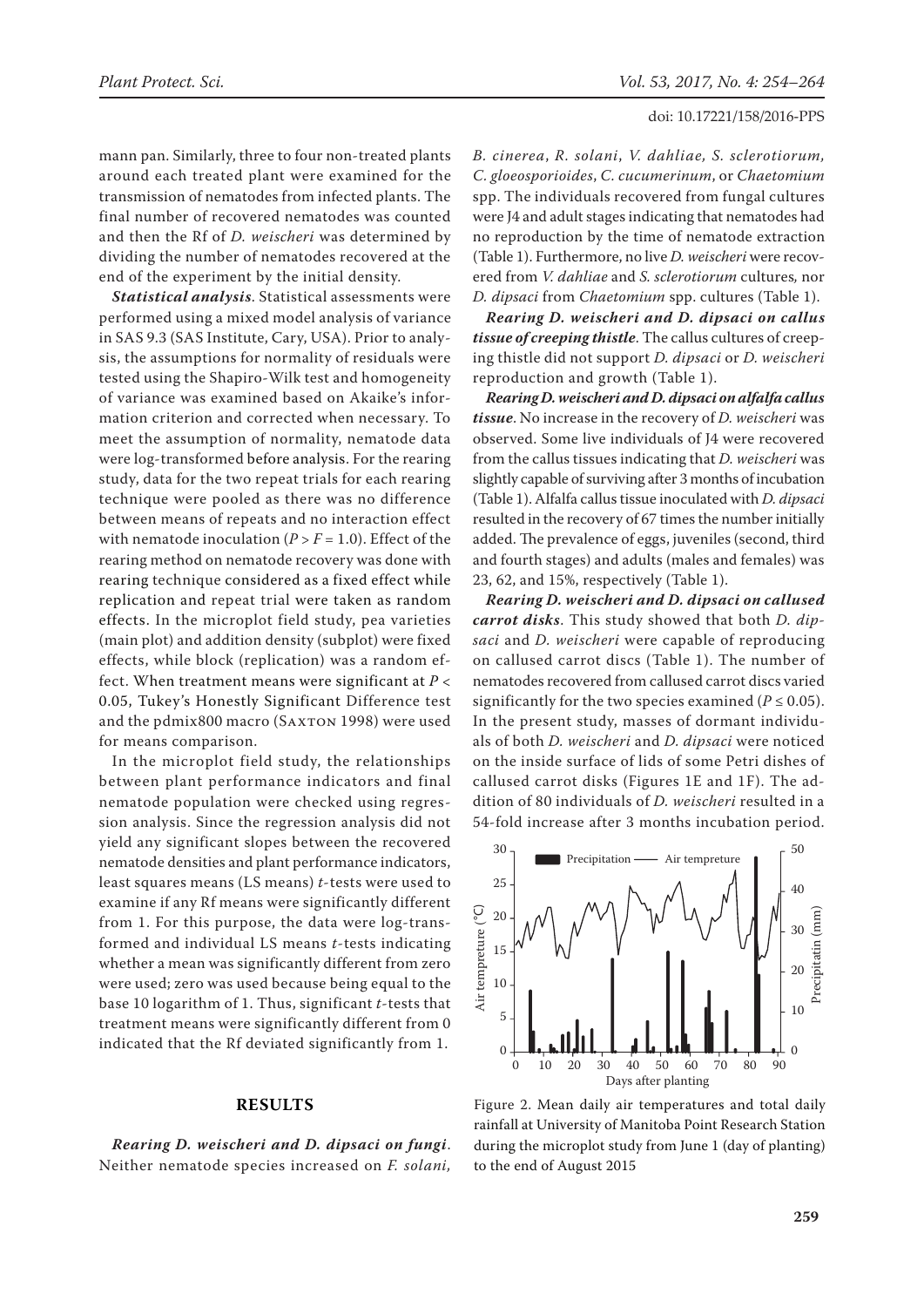mann pan. Similarly, three to four non-treated plants around each treated plant were examined for the transmission of nematodes from infected plants. The final number of recovered nematodes was counted and then the Rf of *D. weischeri* was determined by dividing the number of nematodes recovered at the end of the experiment by the initial density.

***Statistical analysis***. Statistical assessments were performed using a mixed model analysis of variance in SAS 9.3 (SAS Institute, Cary, USA). Prior to analysis, the assumptions for normality of residuals were tested using the Shapiro-Wilk test and homogeneity of variance was examined based on Akaike's information criterion and corrected when necessary. To meet the assumption of normality, nematode data were log-transformed before analysis. For the rearing study, data for the two repeat trials for each rearing technique were pooled as there was no difference between means of repeats and no interaction effect with nematode inoculation ($P > F = 1.0$). Effect of the rearing method on nematode recovery was done with rearing technique considered as a fixed effect while replication and repeat trial were taken as random effects. In the microplot field study, pea varieties (main plot) and addition density (subplot) were fixed effects, while block (replication) was a random effect. When treatment means were significant at $P < 0.05$, Tukey's Honestly Significant Difference test and the pdmix800 macro (Saxton 1998) were used for means comparison.

In the microplot field study, the relationships between plant performance indicators and final nematode population were checked using regression analysis. Since the regression analysis did not yield any significant slopes between the recovered nematode densities and plant performance indicators, least squares means (LS means) *t*-tests were used to examine if any Rf means were significantly different from 1. For this purpose, the data were log-transformed and individual LS means *t*-tests indicating whether a mean was significantly different from zero were used; zero was used because being equal to the base 10 logarithm of 1. Thus, significant *t*-tests that treatment means were significantly different from 0 indicated that the Rf deviated significantly from 1.

## RESULTS

***Rearing D. weischeri and D. dipsaci on fungi***. Neither nematode species increased on *F. solani*, *B. cinerea*, *R. solani*, *V. dahliae, S. sclerotiorum*, *C. gloeosporioides*, *C. cucumerinum*, or *Chaetomium* spp. The individuals recovered from fungal cultures were J4 and adult stages indicating that nematodes had no reproduction by the time of nematode extraction (Table 1). Furthermore, no live *D. weischeri* were recovered from *V. dahliae* and *S. sclerotiorum* cultures*,* nor *D. dipsaci* from *Chaetomium* spp. cultures (Table 1).

***Rearing D. weischeri and D. dipsaci on callus tissue of creeping thistle***. The callus cultures of creeping thistle did not support *D. dipsaci* or *D. weischeri* reproduction and growth (Table 1).

***Rearing D. weischeri and D. dipsaci on alfalfa callus tissue***. No increase in the recovery of *D. weischeri* was observed. Some live individuals of J4 were recovered from the callus tissues indicating that *D. weischeri* was slightly capable of surviving after 3 months of incubation (Table 1). Alfalfa callus tissue inoculated with *D. dipsaci* resulted in the recovery of 67 times the number initially added. The prevalence of eggs, juveniles (second, third and fourth stages) and adults (males and females) was 23, 62, and 15%, respectively (Table 1).

***Rearing D. weischeri and D. dipsaci on callused carrot disks***. This study showed that both *D. dipsaci* and *D. weischeri* were capable of reproducing on callused carrot discs (Table 1). The number of nematodes recovered from callused carrot discs varied significantly for the two species examined ($P \leq 0.05$). In the present study, masses of dormant individuals of both *D. weischeri* and *D. dipsaci* were noticed on the inside surface of lids of some Petri dishes of callused carrot disks (Figures 1E and 1F). The addition of 80 individuals of *D. weischeri* resulted in a 54-fold increase after 3 months incubation period.

Figure 2. Mean daily air temperatures and total daily rainfall at University of Manitoba Point Research Station during the microplot study from June 1 (day of planting) to the end of August 2015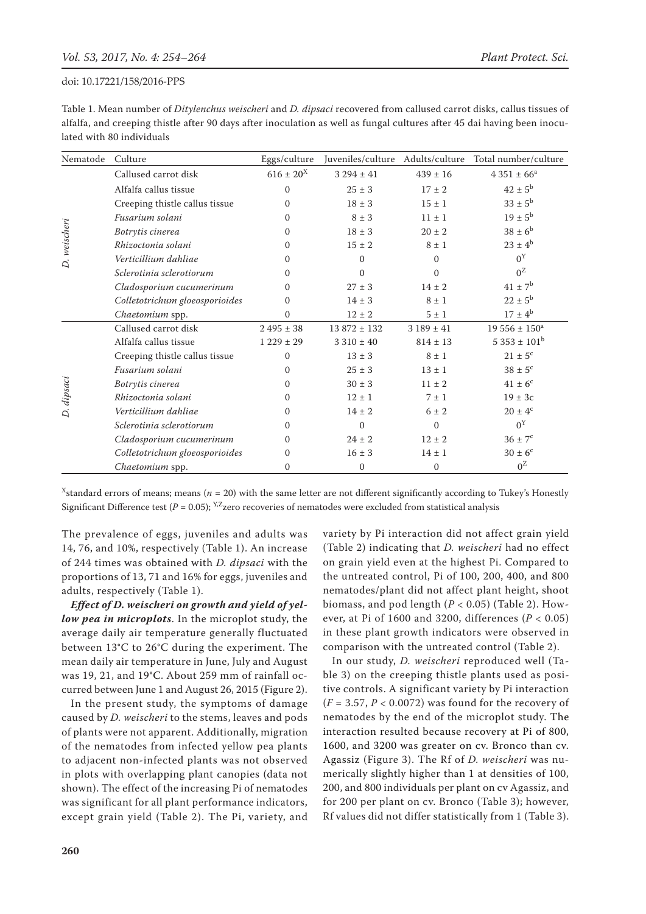Table 1. Mean number of *Ditylenchus weischeri* and *D. dipsaci* recovered from callused carrot disks, callus tissues of alfalfa, and creeping thistle after 90 days after inoculation as well as fungal cultures after 45 dai having been inoculated with 80 individuals

| Nematode | Culture | Eggs/culture | Juveniles/culture | Adults/culture | Total number/culture |
|---|---|---|---|---|---|
| *D. weischeri* | Callused carrot disk | 616 ± 20[X] | 3 294 ± 41 | 439 ± 16 | 4 351 ± 66[a] |
| | Alfalfa callus tissue | 0 | 25 ± 3 | 17 ± 2 | 42 ± 5[b] |
| | Creeping thistle callus tissue | 0 | 18 ± 3 | 15 ± 1 | 33 ± 5[b] |
| | *Fusarium solani* | 0 | 8 ± 3 | 11 ± 1 | 19 ± 5[b] |
| | *Botrytis cinerea* | 0 | 18 ± 3 | 20 ± 2 | 38 ± 6[b] |
| | *Rhizoctonia solani* | 0 | 15 ± 2 | 8 ± 1 | 23 ± 4[b] |
| | *Verticillium dahliae* | 0 | 0 | 0 | 0[Y] |
| | *Sclerotinia sclerotiorum* | 0 | 0 | 0 | 0[Z] |
| | *Cladosporium cucumerinum* | 0 | 27 ± 3 | 14 ± 2 | 41 ± 7[b] |
| | *Colletotrichum gloeosporioides* | 0 | 14 ± 3 | 8 ± 1 | 22 ± 5[b] |
| | *Chaetomium* spp. | 0 | 12 ± 2 | 5 ± 1 | 17 ± 4[b] |
| *D. dipsaci* | Callused carrot disk | 2 495 ± 38 | 13 872 ± 132 | 3 189 ± 41 | 19 556 ± 150[a] |
| | Alfalfa callus tissue | 1 229 ± 29 | 3 310 ± 40 | 814 ± 13 | 5 353 ± 101[b] |
| | Creeping thistle callus tissue | 0 | 13 ± 3 | 8 ± 1 | 21 ± 5[c] |
| | *Fusarium solani* | 0 | 25 ± 3 | 13 ± 1 | 38 ± 5[c] |
| | *Botrytis cinerea* | 0 | 30 ± 3 | 11 ± 2 | 41 ± 6[c] |
| | *Rhizoctonia solani* | 0 | 12 ± 1 | 7 ± 1 | 19 ± 3c |
| | *Verticillium dahliae* | 0 | 14 ± 2 | 6 ± 2 | 20 ± 4[c] |
| | *Sclerotinia sclerotiorum* | 0 | 0 | 0 | 0[Y] |
| | *Cladosporium cucumerinum* | 0 | 24 ± 2 | 12 ± 2 | 36 ± 7[c] |
| | *Colletotrichum gloeosporioides* | 0 | 16 ± 3 | 14 ± 1 | 30 ± 6[c] |
| | *Chaetomium* spp. | 0 | 0 | 0 | 0[Z] |

[X]standard errors of means; means ($n$ = 20) with the same letter are not different significantly according to Tukey's Honestly Significant Difference test ($P$ = 0.05); [Y,Z]zero recoveries of nematodes were excluded from statistical analysis

The prevalence of eggs, juveniles and adults was 14, 76, and 10%, respectively (Table 1). An increase of 244 times was obtained with *D. dipsaci* with the proportions of 13, 71 and 16% for eggs, juveniles and adults, respectively (Table 1).

***Effect of D. weischeri on growth and yield of yellow pea in microplots***. In the microplot study, the average daily air temperature generally fluctuated between 13°C to 26°C during the experiment. The mean daily air temperature in June, July and August was 19, 21, and 19°C. About 259 mm of rainfall occurred between June 1 and August 26, 2015 (Figure 2).

In the present study, the symptoms of damage caused by *D. weischeri* to the stems, leaves and pods of plants were not apparent. Additionally, migration of the nematodes from infected yellow pea plants to adjacent non-infected plants was not observed in plots with overlapping plant canopies (data not shown). The effect of the increasing Pi of nematodes was significant for all plant performance indicators, except grain yield (Table 2). The Pi, variety, and variety by Pi interaction did not affect grain yield (Table 2) indicating that *D. weischeri* had no effect on grain yield even at the highest Pi. Compared to the untreated control, Pi of 100, 200, 400, and 800 nematodes/plant did not affect plant height, shoot biomass, and pod length ($P$ < 0.05) (Table 2). However, at Pi of 1600 and 3200, differences ($P$ < 0.05) in these plant growth indicators were observed in comparison with the untreated control (Table 2).

In our study, *D. weischeri* reproduced well (Table 3) on the creeping thistle plants used as positive controls. A significant variety by Pi interaction ($F$ = 3.57, $P$ < 0.0072) was found for the recovery of nematodes by the end of the microplot study. The interaction resulted because recovery at Pi of 800, 1600, and 3200 was greater on cv. Bronco than cv. Agassiz (Figure 3). The Rf of *D. weischeri* was numerically slightly higher than 1 at densities of 100, 200, and 800 individuals per plant on cv Agassiz, and for 200 per plant on cv. Bronco (Table 3); however, Rf values did not differ statistically from 1 (Table 3).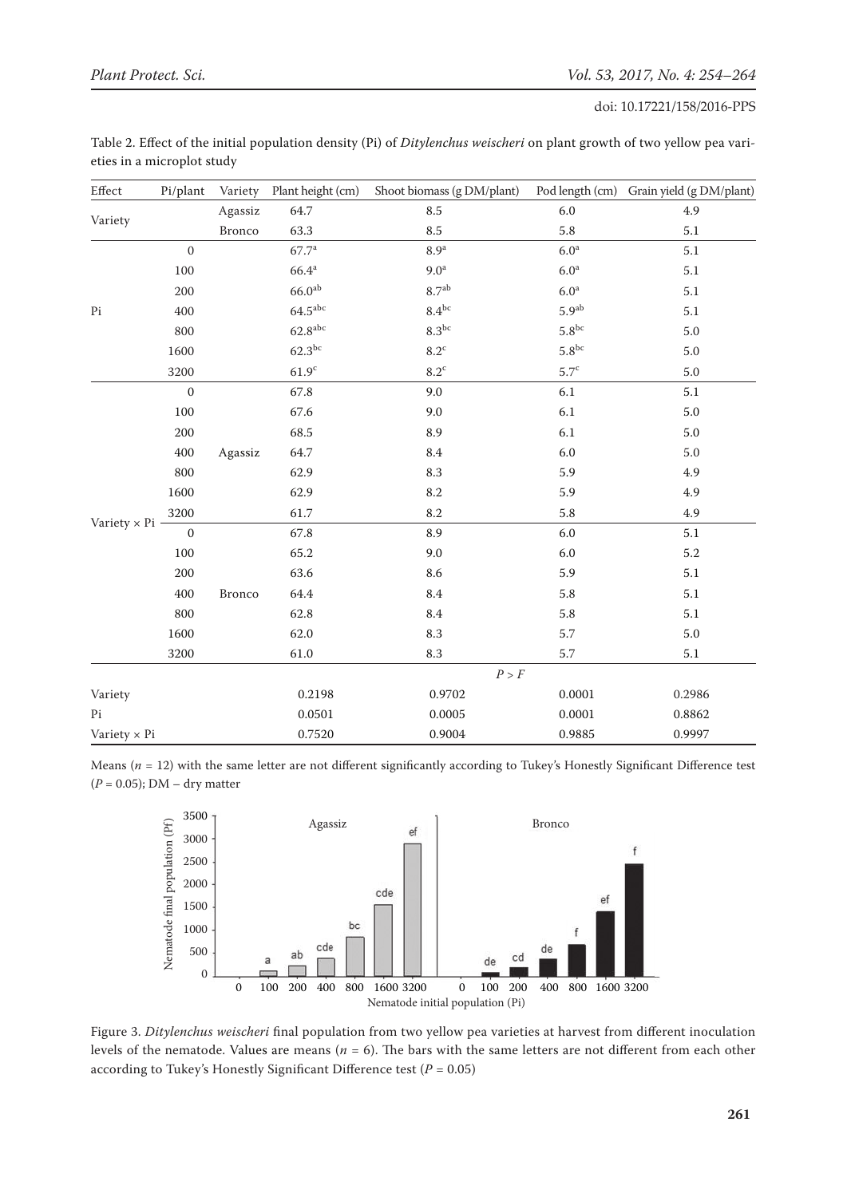Table 2. Effect of the initial population density (Pi) of *Ditylenchus weischeri* on plant growth of two yellow pea varieties in a microplot study

| Effect | Pi/plant | Variety | Plant height (cm) | Shoot biomass (g DM/plant) | Pod length (cm) | Grain yield (g DM/plant) |
|---|---|---|---|---|---|---|
| Variety | | Agassiz | 64.7 | 8.5 | 6.0 | 4.9 |
| | | Bronco | 63.3 | 8.5 | 5.8 | 5.1 |
| Pi | 0 | | 67.7[a] | 8.9[a] | 6.0[a] | 5.1 |
| | 100 | | 66.4[a] | 9.0[a] | 6.0[a] | 5.1 |
| | 200 | | 66.0[ab] | 8.7[ab] | 6.0[a] | 5.1 |
| | 400 | | 64.5[abc] | 8.4[bc] | 5.9[ab] | 5.1 |
| | 800 | | 62.8[abc] | 8.3[bc] | 5.8[bc] | 5.0 |
| | 1600 | | 62.3[bc] | 8.2[c] | 5.8[bc] | 5.0 |
| | 3200 | | 61.9[c] | 8.2[c] | 5.7[c] | 5.0 |
| Variety × Pi | 0 | Agassiz | 67.8 | 9.0 | 6.1 | 5.1 |
| | 100 | | 67.6 | 9.0 | 6.1 | 5.0 |
| | 200 | | 68.5 | 8.9 | 6.1 | 5.0 |
| | 400 | | 64.7 | 8.4 | 6.0 | 5.0 |
| | 800 | | 62.9 | 8.3 | 5.9 | 4.9 |
| | 1600 | | 62.9 | 8.2 | 5.9 | 4.9 |
| | 3200 | | 61.7 | 8.2 | 5.8 | 4.9 |
| | 0 | Bronco | 67.8 | 8.9 | 6.0 | 5.1 |
| | 100 | | 65.2 | 9.0 | 6.0 | 5.2 |
| | 200 | | 63.6 | 8.6 | 5.9 | 5.1 |
| | 400 | | 64.4 | 8.4 | 5.8 | 5.1 |
| | 800 | | 62.8 | 8.4 | 5.8 | 5.1 |
| | 1600 | | 62.0 | 8.3 | 5.7 | 5.0 |
| | 3200 | | 61.0 | 8.3 | 5.7 | 5.1 |
| | | | | $P > F$ | | |
| Variety | | | 0.2198 | 0.9702 | 0.0001 | 0.2986 |
| Pi | | | 0.0501 | 0.0005 | 0.0001 | 0.8862 |
| Variety × Pi | | | 0.7520 | 0.9004 | 0.9885 | 0.9997 |

Means ($n$ = 12) with the same letter are not different significantly according to Tukey's Honestly Significant Difference test ($P$ = 0.05); DM – dry matter

Figure 3. *Ditylenchus weischeri* final population from two yellow pea varieties at harvest from different inoculation levels of the nematode. Values are means ($n$ = 6). The bars with the same letters are not different from each other according to Tukey's Honestly Significant Difference test ($P$ = 0.05)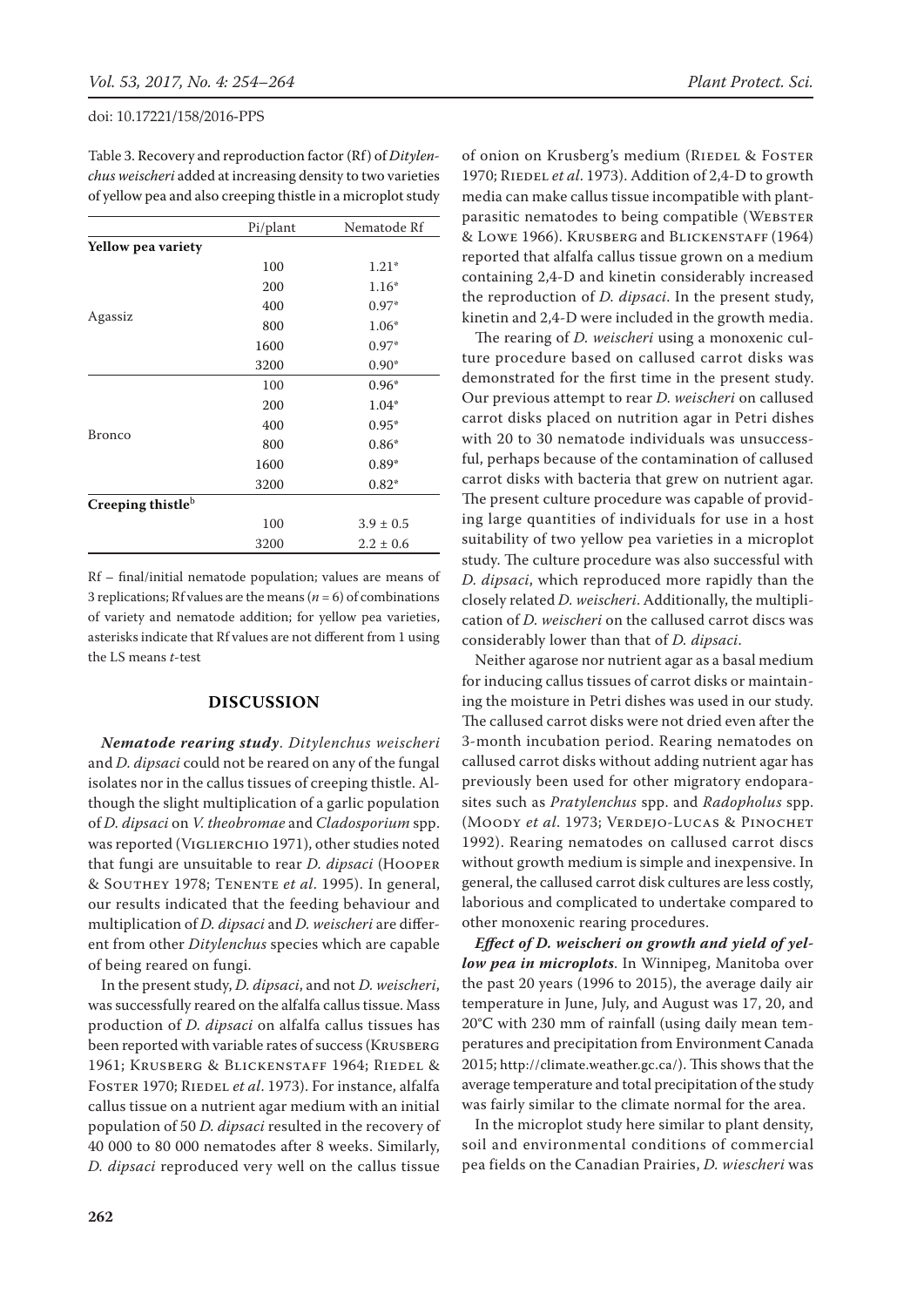Table 3. Recovery and reproduction factor (Rf) of *Ditylenchus weischeri* added at increasing density to two varieties of yellow pea and also creeping thistle in a microplot study

| | Pi/plant | Nematode Rf |
|---|---|---|
| **Yellow pea variety** | | |
| Agassiz | 100 | 1.21* |
| | 200 | 1.16* |
| | 400 | 0.97* |
| | 800 | 1.06* |
| | 1600 | 0.97* |
| | 3200 | 0.90* |
| Bronco | 100 | 0.96* |
| | 200 | 1.04* |
| | 400 | 0.95* |
| | 800 | 0.86* |
| | 1600 | 0.89* |
| | 3200 | 0.82* |
| **Creeping thistle**[b] | | |
| | 100 | 3.9 ± 0.5 |
| | 3200 | 2.2 ± 0.6 |

Rf – final/initial nematode population; values are means of 3 replications; Rf values are the means ($n$ = 6) of combinations of variety and nematode addition; for yellow pea varieties, asterisks indicate that Rf values are not different from 1 using the LS means $t$-test

## DISCUSSION

***Nematode rearing study***. *Ditylenchus weischeri* and *D. dipsaci* could not be reared on any of the fungal isolates nor in the callus tissues of creeping thistle. Although the slight multiplication of a garlic population of *D. dipsaci* on *V. theobromae* and *Cladosporium* spp. was reported (Viglierchio 1971), other studies noted that fungi are unsuitable to rear *D. dipsaci* (Hooper & Southey 1978; Tenente *et al*. 1995). In general, our results indicated that the feeding behaviour and multiplication of *D. dipsaci* and *D. weischeri* are different from other *Ditylenchus* species which are capable of being reared on fungi.

In the present study, *D. dipsaci*, and not *D. weischeri*, was successfully reared on the alfalfa callus tissue. Mass production of *D. dipsaci* on alfalfa callus tissues has been reported with variable rates of success (Krusberg 1961; Krusberg & Blickenstaff 1964; Riedel & Foster 1970; Riedel *et al*. 1973). For instance, alfalfa callus tissue on a nutrient agar medium with an initial population of 50 *D. dipsaci* resulted in the recovery of 40 000 to 80 000 nematodes after 8 weeks. Similarly, *D. dipsaci* reproduced very well on the callus tissue of onion on Krusberg's medium (Riedel & Foster 1970; Riedel *et al*. 1973). Addition of 2,4-D to growth media can make callus tissue incompatible with plant-parasitic nematodes to being compatible (Webster & Lowe 1966). Krusberg and Blickenstaff (1964) reported that alfalfa callus tissue grown on a medium containing 2,4-D and kinetin considerably increased the reproduction of *D. dipsaci*. In the present study, kinetin and 2,4-D were included in the growth media.

The rearing of *D. weischeri* using a monoxenic culture procedure based on callused carrot disks was demonstrated for the first time in the present study. Our previous attempt to rear *D. weischeri* on callused carrot disks placed on nutrition agar in Petri dishes with 20 to 30 nematode individuals was unsuccessful, perhaps because of the contamination of callused carrot disks with bacteria that grew on nutrient agar. The present culture procedure was capable of providing large quantities of individuals for use in a host suitability of two yellow pea varieties in a microplot study. The culture procedure was also successful with *D. dipsaci*, which reproduced more rapidly than the closely related *D. weischeri*. Additionally, the multiplication of *D. weischeri* on the callused carrot discs was considerably lower than that of *D. dipsaci*.

Neither agarose nor nutrient agar as a basal medium for inducing callus tissues of carrot disks or maintaining the moisture in Petri dishes was used in our study. The callused carrot disks were not dried even after the 3-month incubation period. Rearing nematodes on callused carrot disks without adding nutrient agar has previously been used for other migratory endoparasites such as *Pratylenchus* spp. and *Radopholus* spp. (Moody *et al*. 1973; Verdejo-Lucas & Pinochet 1992). Rearing nematodes on callused carrot discs without growth medium is simple and inexpensive. In general, the callused carrot disk cultures are less costly, laborious and complicated to undertake compared to other monoxenic rearing procedures.

***Effect of D. weischeri on growth and yield of yellow pea in microplots***. In Winnipeg, Manitoba over the past 20 years (1996 to 2015), the average daily air temperature in June, July, and August was 17, 20, and 20°C with 230 mm of rainfall (using daily mean temperatures and precipitation from Environment Canada 2015; http://climate.weather.gc.ca/). This shows that the average temperature and total precipitation of the study was fairly similar to the climate normal for the area.

In the microplot study here similar to plant density, soil and environmental conditions of commercial pea fields on the Canadian Prairies, *D. wiescheri* was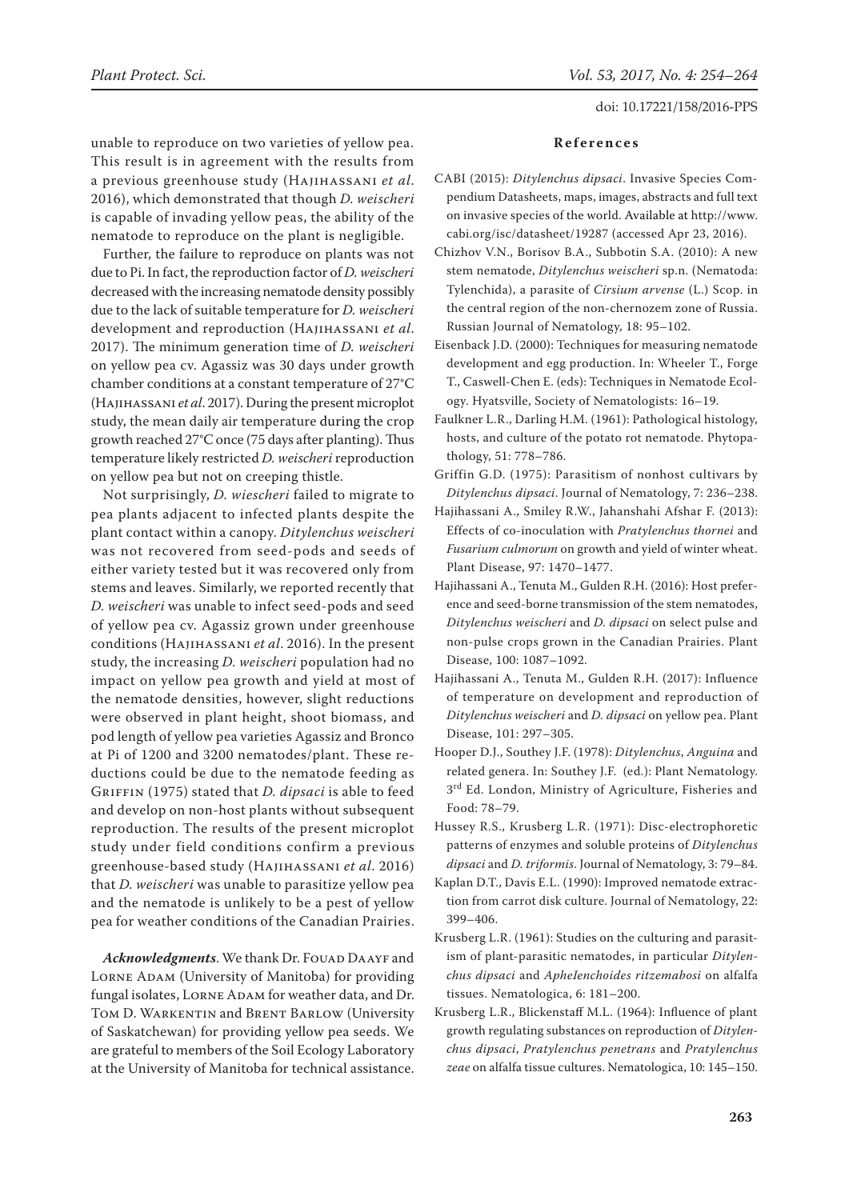unable to reproduce on two varieties of yellow pea. This result is in agreement with the results from a previous greenhouse study (Hajihassani *et al*. 2016), which demonstrated that though *D. weischeri* is capable of invading yellow peas, the ability of the nematode to reproduce on the plant is negligible.

Further, the failure to reproduce on plants was not due to Pi. In fact, the reproduction factor of *D. weischeri* decreased with the increasing nematode density possibly due to the lack of suitable temperature for *D. weischeri* development and reproduction (Hajihassani *et al*. 2017). The minimum generation time of *D. weischeri* on yellow pea cv. Agassiz was 30 days under growth chamber conditions at a constant temperature of 27°C (Hajihassani *et al*. 2017). During the present microplot study, the mean daily air temperature during the crop growth reached 27°C once (75 days after planting). Thus temperature likely restricted *D. weischeri* reproduction on yellow pea but not on creeping thistle.

Not surprisingly, *D. wiescheri* failed to migrate to pea plants adjacent to infected plants despite the plant contact within a canopy. *Ditylenchus weischeri* was not recovered from seed-pods and seeds of either variety tested but it was recovered only from stems and leaves. Similarly, we reported recently that *D. weischeri* was unable to infect seed-pods and seed of yellow pea cv. Agassiz grown under greenhouse conditions (Hajihassani *et al*. 2016). In the present study, the increasing *D. weischeri* population had no impact on yellow pea growth and yield at most of the nematode densities, however, slight reductions were observed in plant height, shoot biomass, and pod length of yellow pea varieties Agassiz and Bronco at Pi of 1200 and 3200 nematodes/plant. These reductions could be due to the nematode feeding as Griffin (1975) stated that *D. dipsaci* is able to feed and develop on non-host plants without subsequent reproduction. The results of the present microplot study under field conditions confirm a previous greenhouse-based study (Hajihassani *et al*. 2016) that *D. weischeri* was unable to parasitize yellow pea and the nematode is unlikely to be a pest of yellow pea for weather conditions of the Canadian Prairies.

***Acknowledgments***. We thank Dr. Fouad Daayf and Lorne Adam (University of Manitoba) for providing fungal isolates, Lorne Adam for weather data, and Dr. Tom D. Warkentin and Brent Barlow (University of Saskatchewan) for providing yellow pea seeds. We are grateful to members of the Soil Ecology Laboratory at the University of Manitoba for technical assistance.

## References

CABI (2015): *Ditylenchus dipsaci*. Invasive Species Compendium Datasheets, maps, images, abstracts and full text on invasive species of the world. Available at http://www.cabi.org/isc/datasheet/19287 (accessed Apr 23, 2016).

Chizhov V.N., Borisov B.A., Subbotin S.A. (2010): A new stem nematode, *Ditylenchus weischeri* sp.n. (Nematoda: Tylenchida), a parasite of *Cirsium arvense* (L.) Scop. in the central region of the non-chernozem zone of Russia. Russian Journal of Nematology, 18: 95–102.

Eisenback J.D. (2000): Techniques for measuring nematode development and egg production. In: Wheeler T., Forge T., Caswell-Chen E. (eds): Techniques in Nematode Ecology. Hyatsville, Society of Nematologists: 16–19.

Faulkner L.R., Darling H.M. (1961): Pathological histology, hosts, and culture of the potato rot nematode. Phytopathology, 51: 778–786.

Griffin G.D. (1975): Parasitism of nonhost cultivars by *Ditylenchus dipsaci*. Journal of Nematology, 7: 236–238.

Hajihassani A., Smiley R.W., Jahanshahi Afshar F. (2013): Effects of co-inoculation with *Pratylenchus thornei* and *Fusarium culmorum* on growth and yield of winter wheat. Plant Disease, 97: 1470–1477.

Hajihassani A., Tenuta M., Gulden R.H. (2016): Host preference and seed-borne transmission of the stem nematodes, *Ditylenchus weischeri* and *D. dipsaci* on select pulse and non-pulse crops grown in the Canadian Prairies. Plant Disease, 100: 1087–1092.

Hajihassani A., Tenuta M., Gulden R.H. (2017): Influence of temperature on development and reproduction of *Ditylenchus weischeri* and *D. dipsaci* on yellow pea. Plant Disease, 101: 297–305.

Hooper D.J., Southey J.F. (1978): *Ditylenchus*, *Anguina* and related genera. In: Southey J.F. (ed.): Plant Nematology. 3rd Ed. London, Ministry of Agriculture, Fisheries and Food: 78–79.

Hussey R.S., Krusberg L.R. (1971): Disc-electrophoretic patterns of enzymes and soluble proteins of *Ditylenchus dipsaci* and *D. triformis*. Journal of Nematology, 3: 79–84.

Kaplan D.T., Davis E.L. (1990): Improved nematode extraction from carrot disk culture. Journal of Nematology, 22: 399–406.

Krusberg L.R. (1961): Studies on the culturing and parasitism of plant-parasitic nematodes, in particular *Ditylenchus dipsaci* and *AphеIenchoides ritzemabosi* on alfalfa tissues. Nematologica, 6: 181–200.

Krusberg L.R., Blickenstaff M.L. (1964): Influence of plant growth regulating substances on reproduction of *Ditylenchus dipsaci*, *Pratylenchus penetrans* and *Pratylenchus zeae* on alfalfa tissue cultures. Nematologica, 10: 145–150.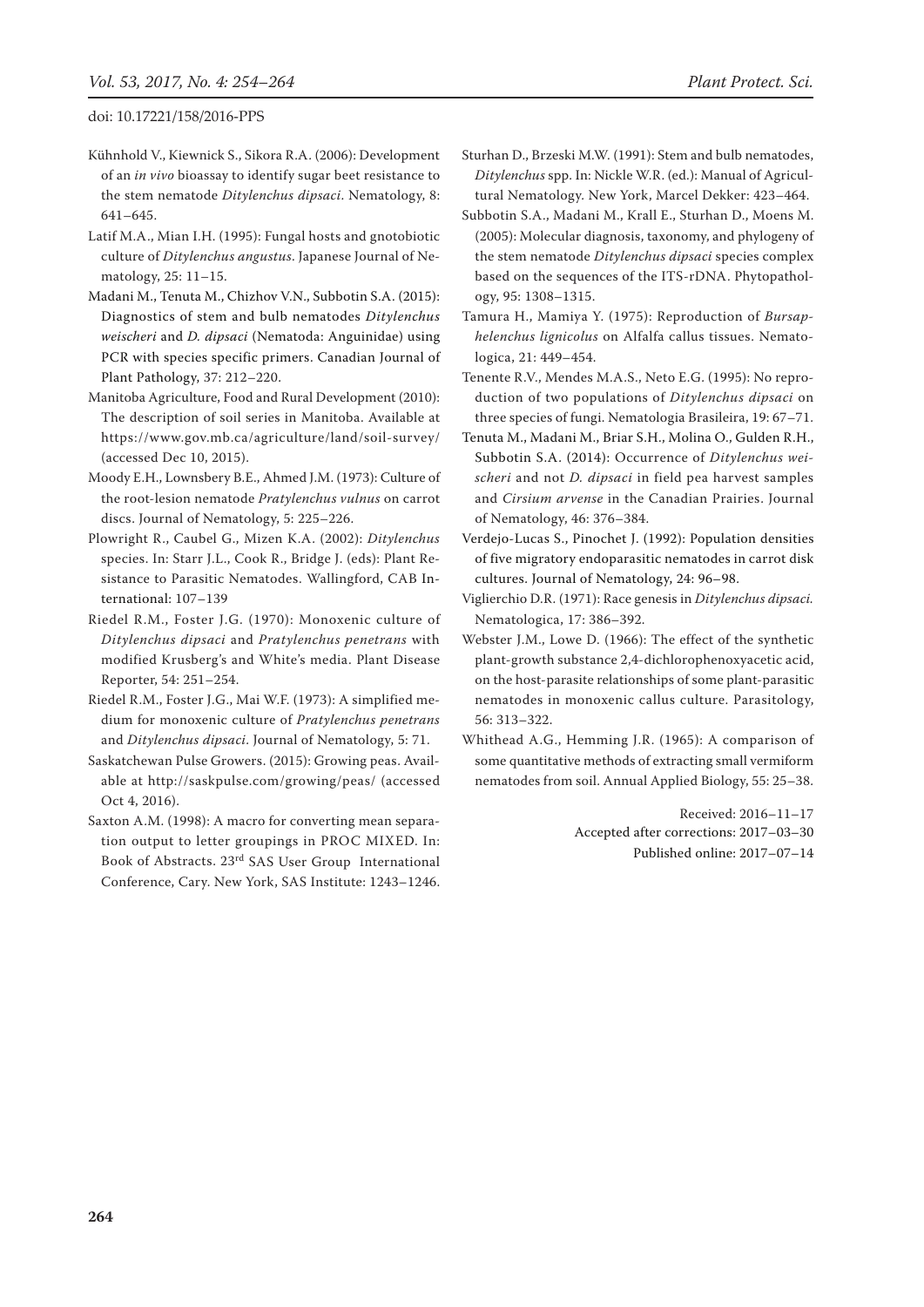Kühnhold V., Kiewnick S., Sikora R.A. (2006): Development of an *in vivo* bioassay to identify sugar beet resistance to the stem nematode *Ditylenchus dipsaci*. Nematology, 8: 641–645.

Latif M.A., Mian I.H. (1995): Fungal hosts and gnotobiotic culture of *Ditylenchus angustus*. Japanese Journal of Nematology, 25: 11–15.

Madani M., Tenuta M., Chizhov V.N., Subbotin S.A. (2015): Diagnostics of stem and bulb nematodes *Ditylenchus weischeri* and *D. dipsaci* (Nematoda: Anguinidae) using PCR with species specific primers. Canadian Journal of Plant Pathology, 37: 212–220.

Manitoba Agriculture, Food and Rural Development (2010): The description of soil series in Manitoba. Available at https://www.gov.mb.ca/agriculture/land/soil-survey/ (accessed Dec 10, 2015).

Moody E.H., Lownsbery B.E., Ahmed J.M. (1973): Culture of the root-lesion nematode *Pratylenchus vulnus* on carrot discs. Journal of Nematology, 5: 225–226.

Plowright R., Caubel G., Mizen K.A. (2002): *Ditylenchus* species. In: Starr J.L., Cook R., Bridge J. (eds): Plant Resistance to Parasitic Nematodes. Wallingford, CAB International: 107–139

Riedel R.M., Foster J.G. (1970): Monoxenic culture of *Ditylenchus dipsaci* and *Pratylenchus penetrans* with modified Krusberg's and White's media. Plant Disease Reporter, 54: 251–254.

Riedel R.M., Foster J.G., Mai W.F. (1973): A simplified medium for monoxenic culture of *Pratylenchus penetrans* and *Ditylenchus dipsaci*. Journal of Nematology, 5: 71.

Saskatchewan Pulse Growers. (2015): Growing peas. Available at http://saskpulse.com/growing/peas/ (accessed Oct 4, 2016).

Saxton A.M. (1998): A macro for converting mean separation output to letter groupings in PROC MIXED. In: Book of Abstracts. 23rd SAS User Group International Conference, Cary. New York, SAS Institute: 1243–1246.

Sturhan D., Brzeski M.W. (1991): Stem and bulb nematodes, *Ditylenchus* spp. In: Nickle W.R. (ed.): Manual of Agricultural Nematology. New York, Marcel Dekker: 423–464.

Subbotin S.A., Madani M., Krall E., Sturhan D., Moens M. (2005): Molecular diagnosis, taxonomy, and phylogeny of the stem nematode *Ditylenchus dipsaci* species complex based on the sequences of the ITS-rDNA. Phytopathology, 95: 1308–1315.

Tamura H., Mamiya Y. (1975): Reproduction of *Bursaphelenchus lignicolus* on Alfalfa callus tissues. Nematologica, 21: 449–454.

Tenente R.V., Mendes M.A.S., Neto E.G. (1995): No reproduction of two populations of *Ditylenchus dipsaci* on three species of fungi. Nematologia Brasileira, 19: 67–71.

Tenuta M., Madani M., Briar S.H., Molina O., Gulden R.H., Subbotin S.A. (2014): Occurrence of *Ditylenchus weischeri* and not *D. dipsaci* in field pea harvest samples and *Cirsium arvense* in the Canadian Prairies. Journal of Nematology, 46: 376–384.

Verdejo-Lucas S., Pinochet J. (1992): Population densities of five migratory endoparasitic nematodes in carrot disk cultures. Journal of Nematology, 24: 96–98.

Viglierchio D.R. (1971): Race genesis in *Ditylenchus dipsaci.* Nematologica, 17: 386–392.

Webster J.M., Lowe D. (1966): The effect of the synthetic plant-growth substance 2,4-dichlorophenoxyacetic acid, on the host-parasite relationships of some plant-parasitic nematodes in monoxenic callus culture. Parasitology, 56: 313–322.

Whithead A.G., Hemming J.R. (1965): A comparison of some quantitative methods of extracting small vermiform nematodes from soil. Annual Applied Biology, 55: 25–38.

Received: 2016–11–17
Accepted after corrections: 2017–03–30
Published online: 2017–07–14